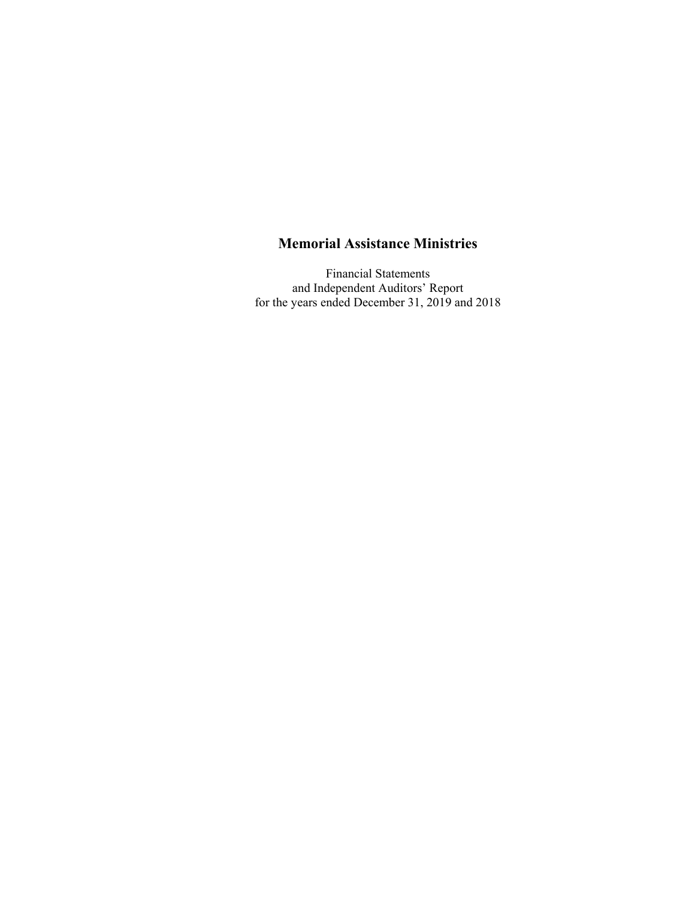# Memorial Assistance Ministries

Financial Statements
and Independent Auditors' Report
for the years ended December 31, 2019 and 2018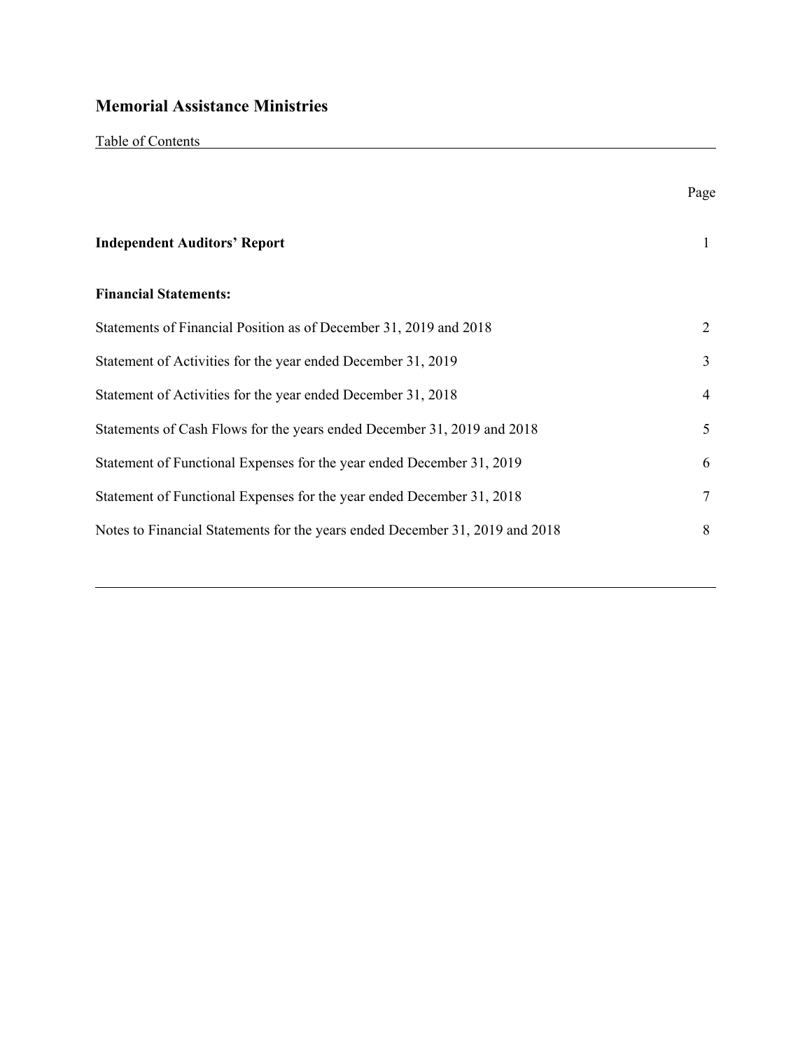# Memorial Assistance Ministries

Table of Contents

| | Page |
|---|---|
| **Independent Auditors' Report** | 1 |
| **Financial Statements:** | |
| Statements of Financial Position as of December 31, 2019 and 2018 | 2 |
| Statement of Activities for the year ended December 31, 2019 | 3 |
| Statement of Activities for the year ended December 31, 2018 | 4 |
| Statements of Cash Flows for the years ended December 31, 2019 and 2018 | 5 |
| Statement of Functional Expenses for the year ended December 31, 2019 | 6 |
| Statement of Functional Expenses for the year ended December 31, 2018 | 7 |
| Notes to Financial Statements for the years ended December 31, 2019 and 2018 | 8 |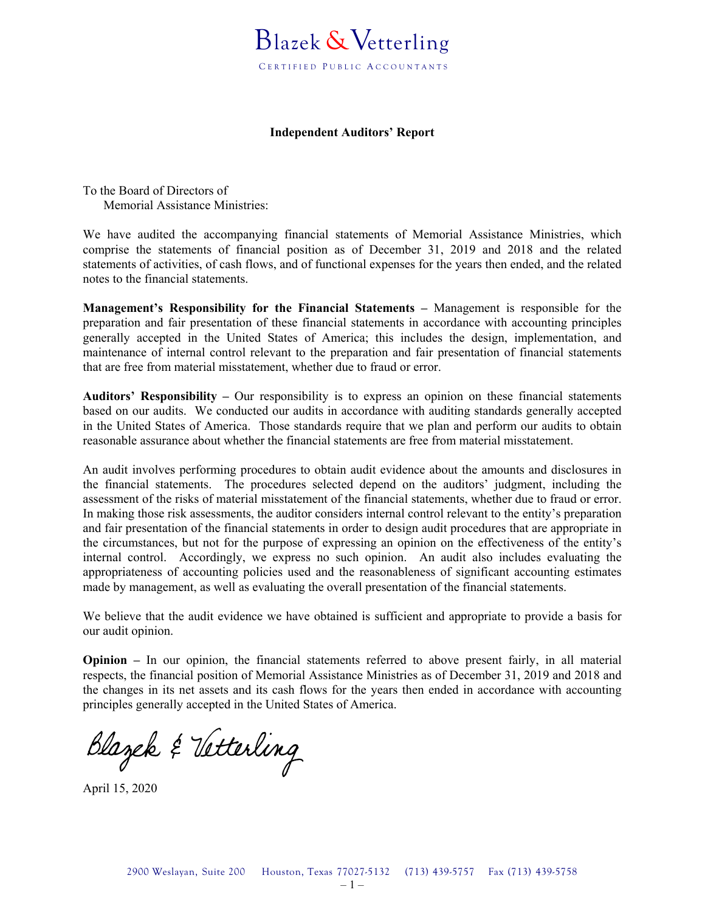Blazek & Vetterling

CERTIFIED PUBLIC ACCOUNTANTS

**Independent Auditors' Report**

To the Board of Directors of
Memorial Assistance Ministries:

We have audited the accompanying financial statements of Memorial Assistance Ministries, which comprise the statements of financial position as of December 31, 2019 and 2018 and the related statements of activities, of cash flows, and of functional expenses for the years then ended, and the related notes to the financial statements.

**Management's Responsibility for the Financial Statements –** Management is responsible for the preparation and fair presentation of these financial statements in accordance with accounting principles generally accepted in the United States of America; this includes the design, implementation, and maintenance of internal control relevant to the preparation and fair presentation of financial statements that are free from material misstatement, whether due to fraud or error.

**Auditors' Responsibility –** Our responsibility is to express an opinion on these financial statements based on our audits. We conducted our audits in accordance with auditing standards generally accepted in the United States of America. Those standards require that we plan and perform our audits to obtain reasonable assurance about whether the financial statements are free from material misstatement.

An audit involves performing procedures to obtain audit evidence about the amounts and disclosures in the financial statements. The procedures selected depend on the auditors' judgment, including the assessment of the risks of material misstatement of the financial statements, whether due to fraud or error. In making those risk assessments, the auditor considers internal control relevant to the entity's preparation and fair presentation of the financial statements in order to design audit procedures that are appropriate in the circumstances, but not for the purpose of expressing an opinion on the effectiveness of the entity's internal control. Accordingly, we express no such opinion. An audit also includes evaluating the appropriateness of accounting policies used and the reasonableness of significant accounting estimates made by management, as well as evaluating the overall presentation of the financial statements.

We believe that the audit evidence we have obtained is sufficient and appropriate to provide a basis for our audit opinion.

**Opinion –** In our opinion, the financial statements referred to above present fairly, in all material respects, the financial position of Memorial Assistance Ministries as of December 31, 2019 and 2018 and the changes in its net assets and its cash flows for the years then ended in accordance with accounting principles generally accepted in the United States of America.

Blazek & Vetterling

April 15, 2020

2900 Weslayan, Suite 200 Houston, Texas 77027-5132 (713) 439-5757 Fax (713) 439-5758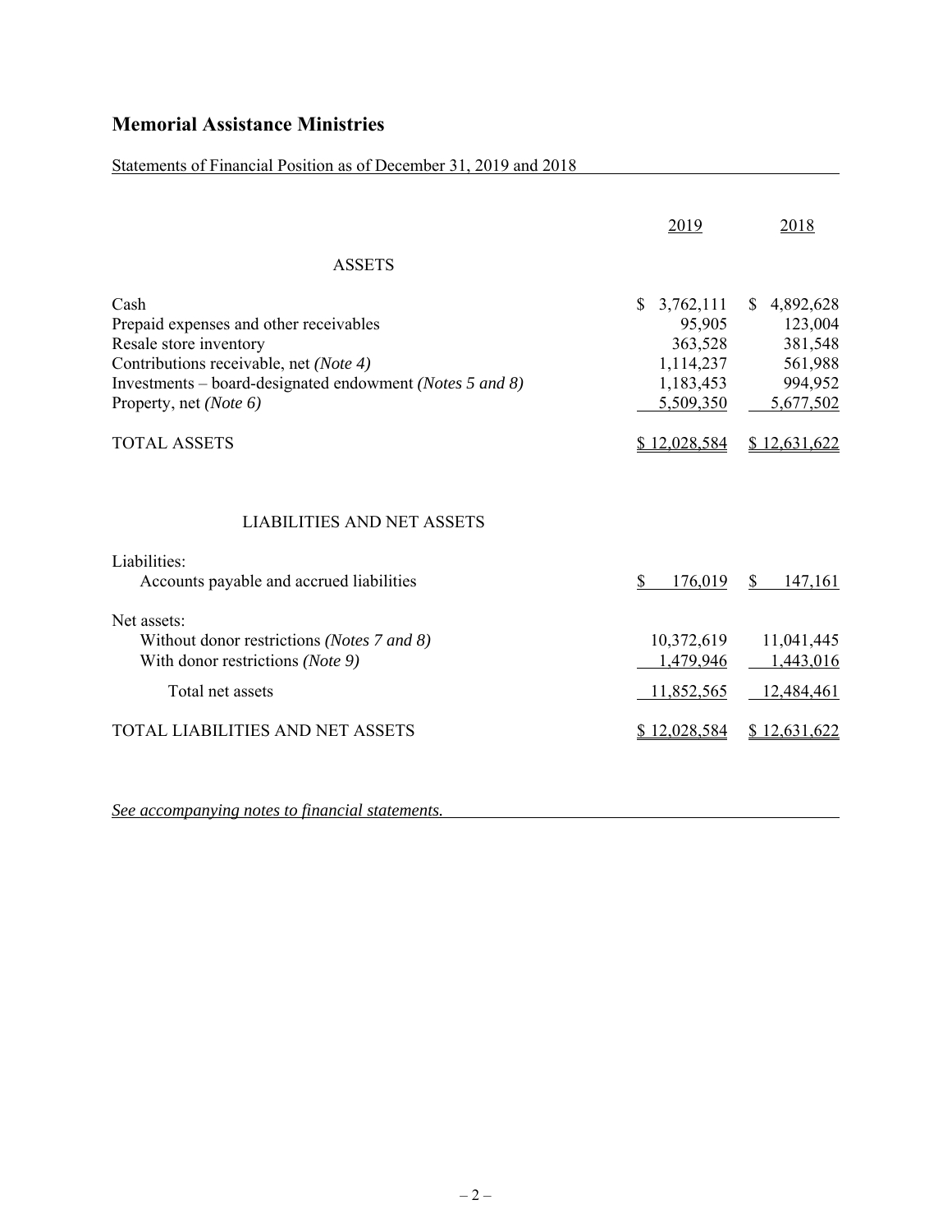# Memorial Assistance Ministries

Statements of Financial Position as of December 31, 2019 and 2018

| | 2019 | 2018 |
|---|---|---|
| **ASSETS** | | |
| Cash | $ 3,762,111 | $ 4,892,628 |
| Prepaid expenses and other receivables | 95,905 | 123,004 |
| Resale store inventory | 363,528 | 381,548 |
| Contributions receivable, net *(Note 4)* | 1,114,237 | 561,988 |
| Investments – board-designated endowment *(Notes 5 and 8)* | 1,183,453 | 994,952 |
| Property, net *(Note 6)* | 5,509,350 | 5,677,502 |
| TOTAL ASSETS | $ 12,028,584 | $ 12,631,622 |
| **LIABILITIES AND NET ASSETS** | | |
| Liabilities: | | |
| Accounts payable and accrued liabilities | $ 176,019 | $ 147,161 |
| Net assets: | | |
| Without donor restrictions *(Notes 7 and 8)* | 10,372,619 | 11,041,445 |
| With donor restrictions *(Note 9)* | 1,479,946 | 1,443,016 |
| Total net assets | 11,852,565 | 12,484,461 |
| TOTAL LIABILITIES AND NET ASSETS | $ 12,028,584 | $ 12,631,622 |

*See accompanying notes to financial statements.*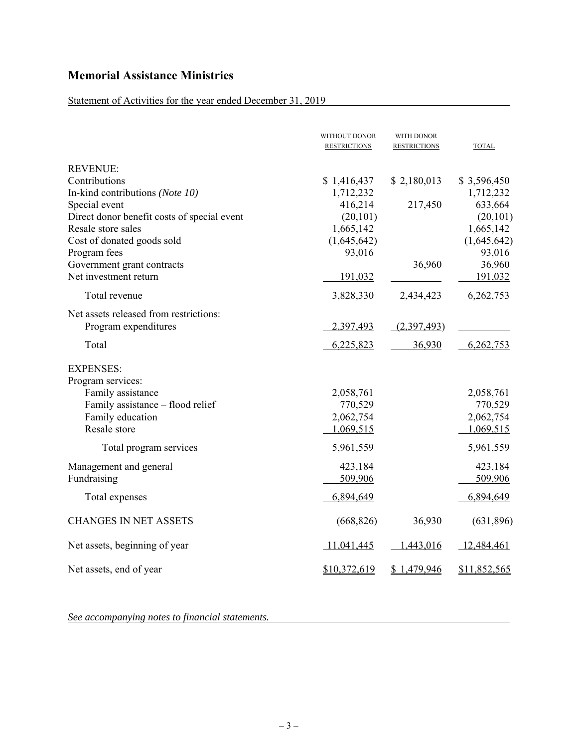# Memorial Assistance Ministries

Statement of Activities for the year ended December 31, 2019

| | WITHOUT DONOR RESTRICTIONS | WITH DONOR RESTRICTIONS | TOTAL |
|---|---|---|---|
| REVENUE: | | | |
| Contributions | $ 1,416,437 | $ 2,180,013 | $ 3,596,450 |
| In-kind contributions *(Note 10)* | 1,712,232 | | 1,712,232 |
| Special event | 416,214 | 217,450 | 633,664 |
| Direct donor benefit costs of special event | (20,101) | | (20,101) |
| Resale store sales | 1,665,142 | | 1,665,142 |
| Cost of donated goods sold | (1,645,642) | | (1,645,642) |
| Program fees | 93,016 | | 93,016 |
| Government grant contracts | | 36,960 | 36,960 |
| Net investment return | 191,032 | | 191,032 |
| Total revenue | 3,828,330 | 2,434,423 | 6,262,753 |
| Net assets released from restrictions: | | | |
| Program expenditures | 2,397,493 | (2,397,493) | |
| Total | 6,225,823 | 36,930 | 6,262,753 |
| EXPENSES: | | | |
| Program services: | | | |
| Family assistance | 2,058,761 | | 2,058,761 |
| Family assistance – flood relief | 770,529 | | 770,529 |
| Family education | 2,062,754 | | 2,062,754 |
| Resale store | 1,069,515 | | 1,069,515 |
| Total program services | 5,961,559 | | 5,961,559 |
| Management and general | 423,184 | | 423,184 |
| Fundraising | 509,906 | | 509,906 |
| Total expenses | 6,894,649 | | 6,894,649 |
| CHANGES IN NET ASSETS | (668,826) | 36,930 | (631,896) |
| Net assets, beginning of year | 11,041,445 | 1,443,016 | 12,484,461 |
| Net assets, end of year | $10,372,619 | $ 1,479,946 | $11,852,565 |

*See accompanying notes to financial statements.*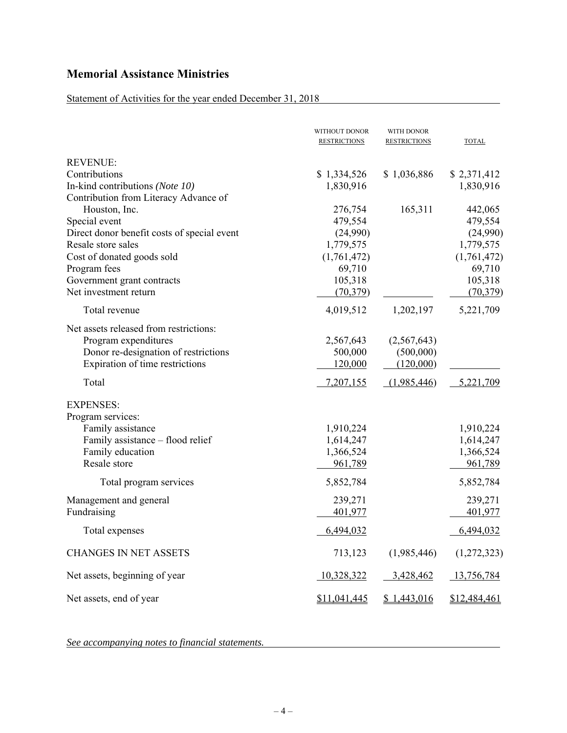# Memorial Assistance Ministries

Statement of Activities for the year ended December 31, 2018

| | WITHOUT DONOR RESTRICTIONS | WITH DONOR RESTRICTIONS | TOTAL |
|---|---|---|---|
| REVENUE: | | | |
| Contributions | $ 1,334,526 | $ 1,036,886 | $ 2,371,412 |
| In-kind contributions *(Note 10)* | 1,830,916 | | 1,830,916 |
| Contribution from Literacy Advance of Houston, Inc. | 276,754 | 165,311 | 442,065 |
| Special event | 479,554 | | 479,554 |
| Direct donor benefit costs of special event | (24,990) | | (24,990) |
| Resale store sales | 1,779,575 | | 1,779,575 |
| Cost of donated goods sold | (1,761,472) | | (1,761,472) |
| Program fees | 69,710 | | 69,710 |
| Government grant contracts | 105,318 | | 105,318 |
| Net investment return | (70,379) | | (70,379) |
| Total revenue | 4,019,512 | 1,202,197 | 5,221,709 |
| Net assets released from restrictions: | | | |
| Program expenditures | 2,567,643 | (2,567,643) | |
| Donor re-designation of restrictions | 500,000 | (500,000) | |
| Expiration of time restrictions | 120,000 | (120,000) | |
| Total | 7,207,155 | (1,985,446) | 5,221,709 |
| EXPENSES: | | | |
| Program services: | | | |
| Family assistance | 1,910,224 | | 1,910,224 |
| Family assistance – flood relief | 1,614,247 | | 1,614,247 |
| Family education | 1,366,524 | | 1,366,524 |
| Resale store | 961,789 | | 961,789 |
| Total program services | 5,852,784 | | 5,852,784 |
| Management and general | 239,271 | | 239,271 |
| Fundraising | 401,977 | | 401,977 |
| Total expenses | 6,494,032 | | 6,494,032 |
| CHANGES IN NET ASSETS | 713,123 | (1,985,446) | (1,272,323) |
| Net assets, beginning of year | 10,328,322 | 3,428,462 | 13,756,784 |
| Net assets, end of year | $11,041,445 | $ 1,443,016 | $12,484,461 |

*See accompanying notes to financial statements.*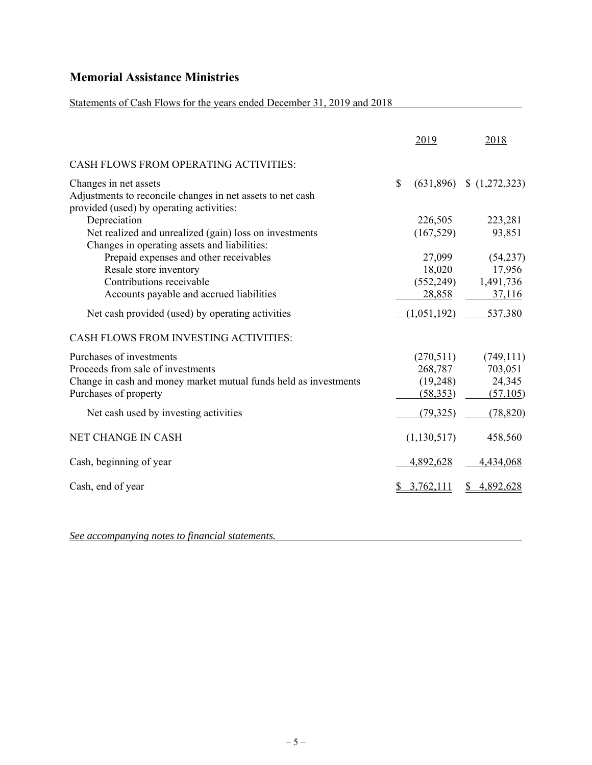# Memorial Assistance Ministries

Statements of Cash Flows for the years ended December 31, 2019 and 2018

| | 2019 | 2018 |
|---|---|---|
| CASH FLOWS FROM OPERATING ACTIVITIES: | | |
| Changes in net assets | $ (631,896) | $ (1,272,323) |
| Adjustments to reconcile changes in net assets to net cash provided (used) by operating activities: | | |
| Depreciation | 226,505 | 223,281 |
| Net realized and unrealized (gain) loss on investments | (167,529) | 93,851 |
| Changes in operating assets and liabilities: | | |
| Prepaid expenses and other receivables | 27,099 | (54,237) |
| Resale store inventory | 18,020 | 17,956 |
| Contributions receivable | (552,249) | 1,491,736 |
| Accounts payable and accrued liabilities | 28,858 | 37,116 |
| Net cash provided (used) by operating activities | (1,051,192) | 537,380 |
| CASH FLOWS FROM INVESTING ACTIVITIES: | | |
| Purchases of investments | (270,511) | (749,111) |
| Proceeds from sale of investments | 268,787 | 703,051 |
| Change in cash and money market mutual funds held as investments | (19,248) | 24,345 |
| Purchases of property | (58,353) | (57,105) |
| Net cash used by investing activities | (79,325) | (78,820) |
| NET CHANGE IN CASH | (1,130,517) | 458,560 |
| Cash, beginning of year | 4,892,628 | 4,434,068 |
| Cash, end of year | $ 3,762,111 | $ 4,892,628 |

*See accompanying notes to financial statements.*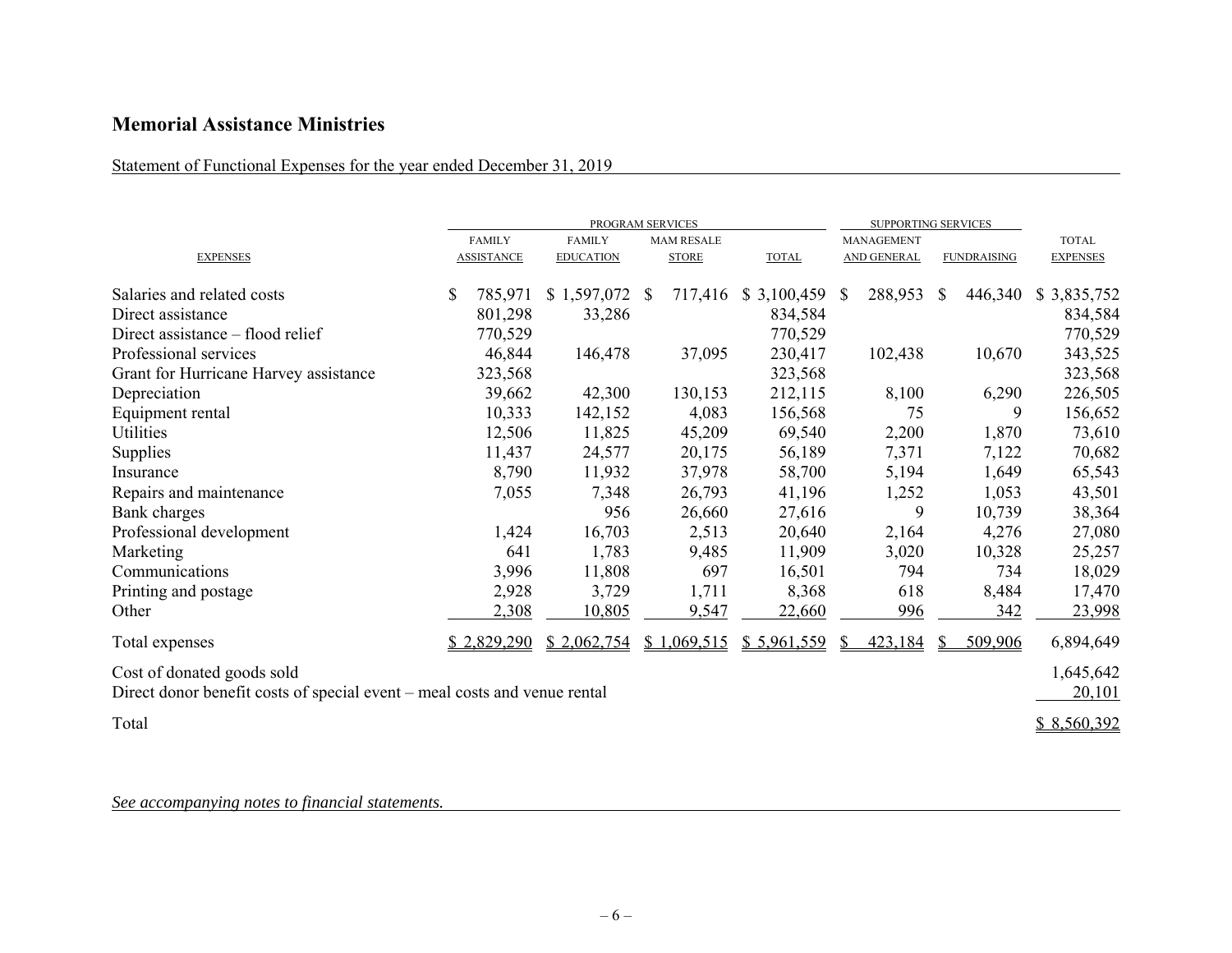## Memorial Assistance Ministries

Statement of Functional Expenses for the year ended December 31, 2019

| EXPENSES | PROGRAM SERVICES | | | | SUPPORTING SERVICES | | |
|---|---|---|---|---|---|---|---|
| | FAMILY ASSISTANCE | FAMILY EDUCATION | MAM RESALE STORE | TOTAL | MANAGEMENT AND GENERAL | FUNDRAISING | TOTAL EXPENSES |
| Salaries and related costs | $ 785,971 | $ 1,597,072 | $ 717,416 | $ 3,100,459 | $ 288,953 | $ 446,340 | $ 3,835,752 |
| Direct assistance | 801,298 | 33,286 | | 834,584 | | | 834,584 |
| Direct assistance – flood relief | 770,529 | | | 770,529 | | | 770,529 |
| Professional services | 46,844 | 146,478 | 37,095 | 230,417 | 102,438 | 10,670 | 343,525 |
| Grant for Hurricane Harvey assistance | 323,568 | | | 323,568 | | | 323,568 |
| Depreciation | 39,662 | 42,300 | 130,153 | 212,115 | 8,100 | 6,290 | 226,505 |
| Equipment rental | 10,333 | 142,152 | 4,083 | 156,568 | 75 | 9 | 156,652 |
| Utilities | 12,506 | 11,825 | 45,209 | 69,540 | 2,200 | 1,870 | 73,610 |
| Supplies | 11,437 | 24,577 | 20,175 | 56,189 | 7,371 | 7,122 | 70,682 |
| Insurance | 8,790 | 11,932 | 37,978 | 58,700 | 5,194 | 1,649 | 65,543 |
| Repairs and maintenance | 7,055 | 7,348 | 26,793 | 41,196 | 1,252 | 1,053 | 43,501 |
| Bank charges | | 956 | 26,660 | 27,616 | 9 | 10,739 | 38,364 |
| Professional development | 1,424 | 16,703 | 2,513 | 20,640 | 2,164 | 4,276 | 27,080 |
| Marketing | 641 | 1,783 | 9,485 | 11,909 | 3,020 | 10,328 | 25,257 |
| Communications | 3,996 | 11,808 | 697 | 16,501 | 794 | 734 | 18,029 |
| Printing and postage | 2,928 | 3,729 | 1,711 | 8,368 | 618 | 8,484 | 17,470 |
| Other | 2,308 | 10,805 | 9,547 | 22,660 | 996 | 342 | 23,998 |
| Total expenses | $ 2,829,290 | $ 2,062,754 | $ 1,069,515 | $ 5,961,559 | $ 423,184 | $ 509,906 | 6,894,649 |
| Cost of donated goods sold | | | | | | | 1,645,642 |
| Direct donor benefit costs of special event – meal costs and venue rental | | | | | | | 20,101 |
| Total | | | | | | | $ 8,560,392 |

*See accompanying notes to financial statements.*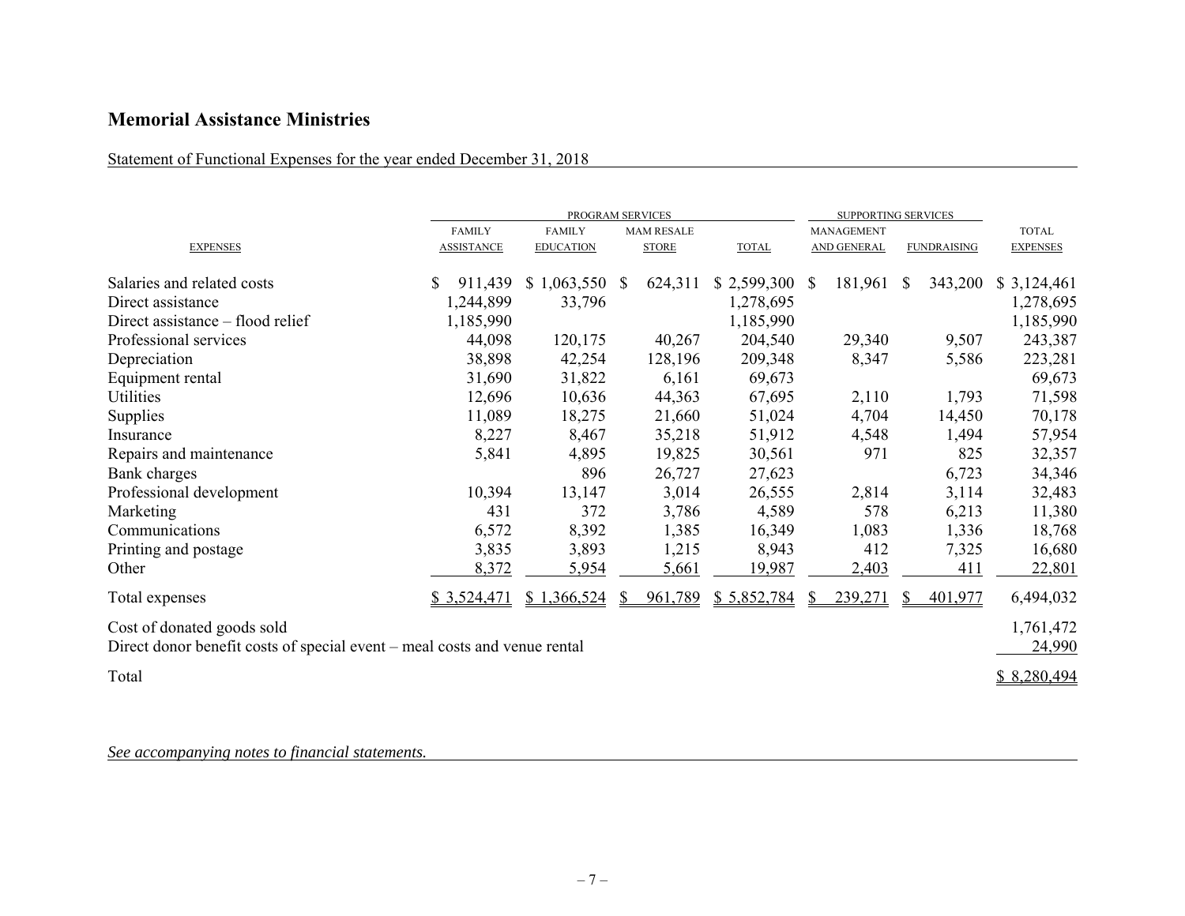## Memorial Assistance Ministries

Statement of Functional Expenses for the year ended December 31, 2018

| | PROGRAM SERVICES | | | | SUPPORTING SERVICES | | |
|---|---|---|---|---|---|---|---|
| EXPENSES | FAMILY ASSISTANCE | FAMILY EDUCATION | MAM RESALE STORE | TOTAL | MANAGEMENT AND GENERAL | FUNDRAISING | TOTAL EXPENSES |
| Salaries and related costs | $ 911,439 | $ 1,063,550 | $ 624,311 | $ 2,599,300 | $ 181,961 | $ 343,200 | $ 3,124,461 |
| Direct assistance | 1,244,899 | 33,796 | | 1,278,695 | | | 1,278,695 |
| Direct assistance – flood relief | 1,185,990 | | | 1,185,990 | | | 1,185,990 |
| Professional services | 44,098 | 120,175 | 40,267 | 204,540 | 29,340 | 9,507 | 243,387 |
| Depreciation | 38,898 | 42,254 | 128,196 | 209,348 | 8,347 | 5,586 | 223,281 |
| Equipment rental | 31,690 | 31,822 | 6,161 | 69,673 | | | 69,673 |
| Utilities | 12,696 | 10,636 | 44,363 | 67,695 | 2,110 | 1,793 | 71,598 |
| Supplies | 11,089 | 18,275 | 21,660 | 51,024 | 4,704 | 14,450 | 70,178 |
| Insurance | 8,227 | 8,467 | 35,218 | 51,912 | 4,548 | 1,494 | 57,954 |
| Repairs and maintenance | 5,841 | 4,895 | 19,825 | 30,561 | 971 | 825 | 32,357 |
| Bank charges | | 896 | 26,727 | 27,623 | | 6,723 | 34,346 |
| Professional development | 10,394 | 13,147 | 3,014 | 26,555 | 2,814 | 3,114 | 32,483 |
| Marketing | 431 | 372 | 3,786 | 4,589 | 578 | 6,213 | 11,380 |
| Communications | 6,572 | 8,392 | 1,385 | 16,349 | 1,083 | 1,336 | 18,768 |
| Printing and postage | 3,835 | 3,893 | 1,215 | 8,943 | 412 | 7,325 | 16,680 |
| Other | 8,372 | 5,954 | 5,661 | 19,987 | 2,403 | 411 | 22,801 |
| Total expenses | $ 3,524,471 | $ 1,366,524 | $ 961,789 | $ 5,852,784 | $ 239,271 | $ 401,977 | 6,494,032 |
| Cost of donated goods sold | | | | | | | 1,761,472 |
| Direct donor benefit costs of special event – meal costs and venue rental | | | | | | | 24,990 |
| Total | | | | | | | $ 8,280,494 |

*See accompanying notes to financial statements.*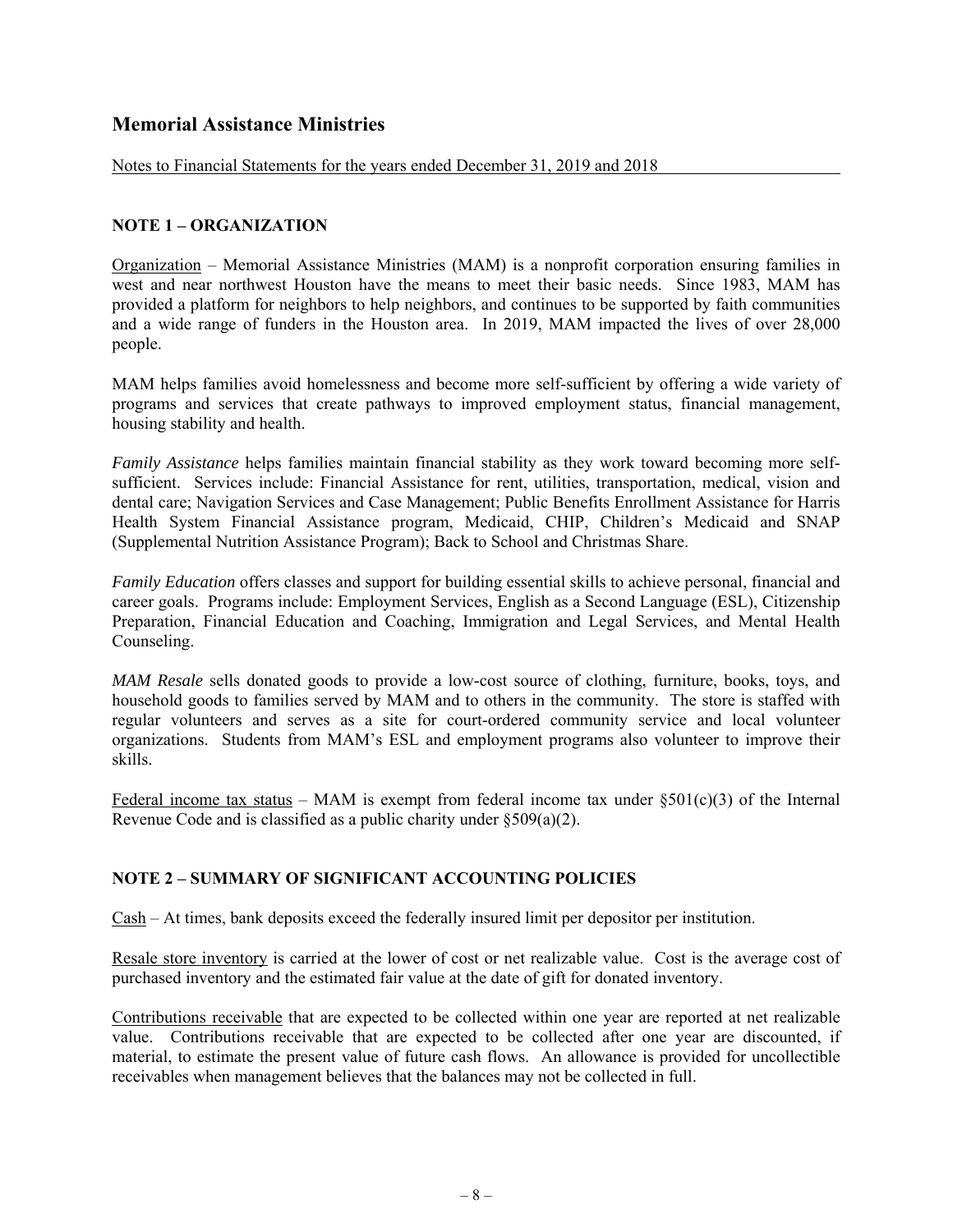# Memorial Assistance Ministries

Notes to Financial Statements for the years ended December 31, 2019 and 2018

## NOTE 1 – ORGANIZATION

Organization – Memorial Assistance Ministries (MAM) is a nonprofit corporation ensuring families in west and near northwest Houston have the means to meet their basic needs. Since 1983, MAM has provided a platform for neighbors to help neighbors, and continues to be supported by faith communities and a wide range of funders in the Houston area. In 2019, MAM impacted the lives of over 28,000 people.

MAM helps families avoid homelessness and become more self-sufficient by offering a wide variety of programs and services that create pathways to improved employment status, financial management, housing stability and health.

*Family Assistance* helps families maintain financial stability as they work toward becoming more self-sufficient. Services include: Financial Assistance for rent, utilities, transportation, medical, vision and dental care; Navigation Services and Case Management; Public Benefits Enrollment Assistance for Harris Health System Financial Assistance program, Medicaid, CHIP, Children's Medicaid and SNAP (Supplemental Nutrition Assistance Program); Back to School and Christmas Share.

*Family Education* offers classes and support for building essential skills to achieve personal, financial and career goals. Programs include: Employment Services, English as a Second Language (ESL), Citizenship Preparation, Financial Education and Coaching, Immigration and Legal Services, and Mental Health Counseling.

*MAM Resale* sells donated goods to provide a low-cost source of clothing, furniture, books, toys, and household goods to families served by MAM and to others in the community. The store is staffed with regular volunteers and serves as a site for court-ordered community service and local volunteer organizations. Students from MAM's ESL and employment programs also volunteer to improve their skills.

Federal income tax status – MAM is exempt from federal income tax under §501(c)(3) of the Internal Revenue Code and is classified as a public charity under §509(a)(2).

## NOTE 2 – SUMMARY OF SIGNIFICANT ACCOUNTING POLICIES

Cash – At times, bank deposits exceed the federally insured limit per depositor per institution.

Resale store inventory is carried at the lower of cost or net realizable value. Cost is the average cost of purchased inventory and the estimated fair value at the date of gift for donated inventory.

Contributions receivable that are expected to be collected within one year are reported at net realizable value. Contributions receivable that are expected to be collected after one year are discounted, if material, to estimate the present value of future cash flows. An allowance is provided for uncollectible receivables when management believes that the balances may not be collected in full.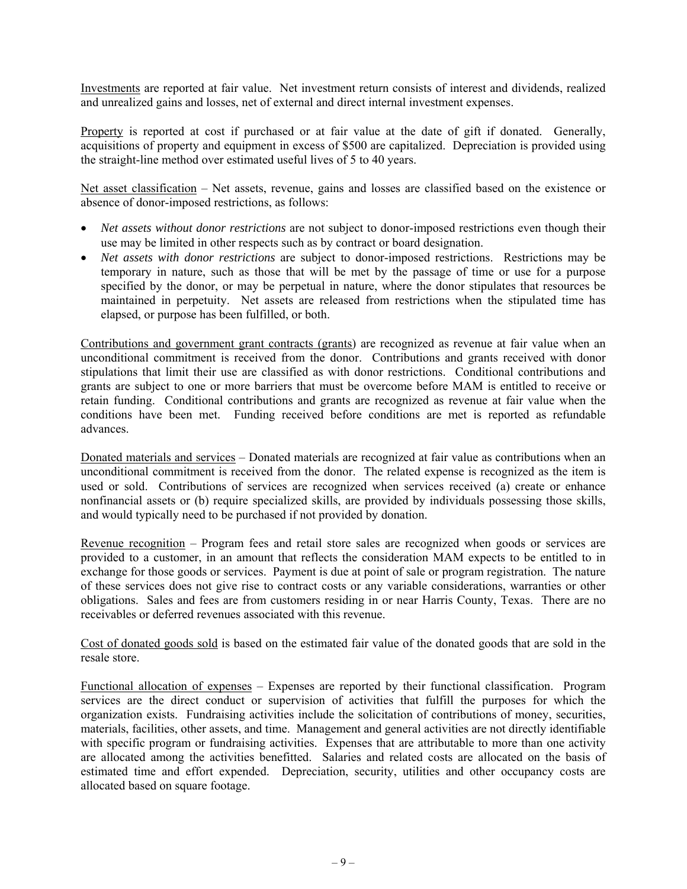Investments are reported at fair value. Net investment return consists of interest and dividends, realized and unrealized gains and losses, net of external and direct internal investment expenses.

Property is reported at cost if purchased or at fair value at the date of gift if donated. Generally, acquisitions of property and equipment in excess of $500 are capitalized. Depreciation is provided using the straight-line method over estimated useful lives of 5 to 40 years.

Net asset classification – Net assets, revenue, gains and losses are classified based on the existence or absence of donor-imposed restrictions, as follows:

- *Net assets without donor restrictions* are not subject to donor-imposed restrictions even though their use may be limited in other respects such as by contract or board designation.
- *Net assets with donor restrictions* are subject to donor-imposed restrictions. Restrictions may be temporary in nature, such as those that will be met by the passage of time or use for a purpose specified by the donor, or may be perpetual in nature, where the donor stipulates that resources be maintained in perpetuity. Net assets are released from restrictions when the stipulated time has elapsed, or purpose has been fulfilled, or both.

Contributions and government grant contracts (grants) are recognized as revenue at fair value when an unconditional commitment is received from the donor. Contributions and grants received with donor stipulations that limit their use are classified as with donor restrictions. Conditional contributions and grants are subject to one or more barriers that must be overcome before MAM is entitled to receive or retain funding. Conditional contributions and grants are recognized as revenue at fair value when the conditions have been met. Funding received before conditions are met is reported as refundable advances.

Donated materials and services – Donated materials are recognized at fair value as contributions when an unconditional commitment is received from the donor. The related expense is recognized as the item is used or sold. Contributions of services are recognized when services received (a) create or enhance nonfinancial assets or (b) require specialized skills, are provided by individuals possessing those skills, and would typically need to be purchased if not provided by donation.

Revenue recognition – Program fees and retail store sales are recognized when goods or services are provided to a customer, in an amount that reflects the consideration MAM expects to be entitled to in exchange for those goods or services. Payment is due at point of sale or program registration. The nature of these services does not give rise to contract costs or any variable considerations, warranties or other obligations. Sales and fees are from customers residing in or near Harris County, Texas. There are no receivables or deferred revenues associated with this revenue.

Cost of donated goods sold is based on the estimated fair value of the donated goods that are sold in the resale store.

Functional allocation of expenses – Expenses are reported by their functional classification. Program services are the direct conduct or supervision of activities that fulfill the purposes for which the organization exists. Fundraising activities include the solicitation of contributions of money, securities, materials, facilities, other assets, and time. Management and general activities are not directly identifiable with specific program or fundraising activities. Expenses that are attributable to more than one activity are allocated among the activities benefitted. Salaries and related costs are allocated on the basis of estimated time and effort expended. Depreciation, security, utilities and other occupancy costs are allocated based on square footage.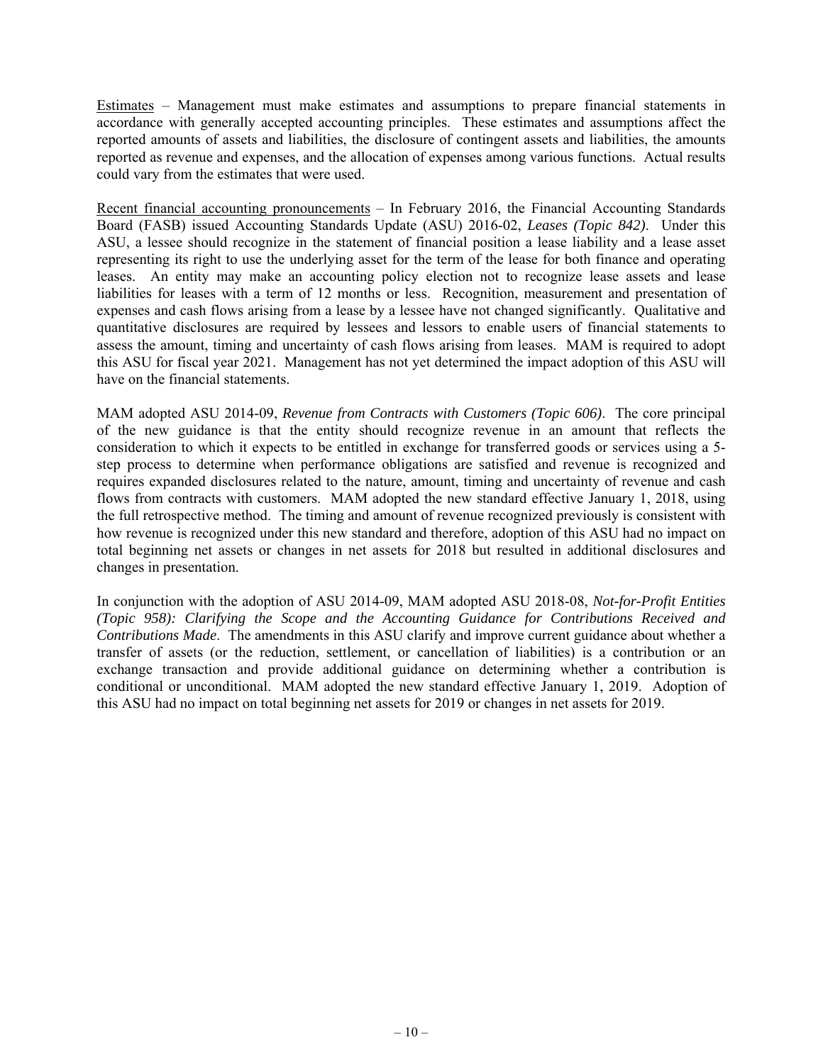Estimates – Management must make estimates and assumptions to prepare financial statements in accordance with generally accepted accounting principles. These estimates and assumptions affect the reported amounts of assets and liabilities, the disclosure of contingent assets and liabilities, the amounts reported as revenue and expenses, and the allocation of expenses among various functions. Actual results could vary from the estimates that were used.

Recent financial accounting pronouncements – In February 2016, the Financial Accounting Standards Board (FASB) issued Accounting Standards Update (ASU) 2016-02, *Leases (Topic 842)*. Under this ASU, a lessee should recognize in the statement of financial position a lease liability and a lease asset representing its right to use the underlying asset for the term of the lease for both finance and operating leases. An entity may make an accounting policy election not to recognize lease assets and lease liabilities for leases with a term of 12 months or less. Recognition, measurement and presentation of expenses and cash flows arising from a lease by a lessee have not changed significantly. Qualitative and quantitative disclosures are required by lessees and lessors to enable users of financial statements to assess the amount, timing and uncertainty of cash flows arising from leases. MAM is required to adopt this ASU for fiscal year 2021. Management has not yet determined the impact adoption of this ASU will have on the financial statements.

MAM adopted ASU 2014-09, *Revenue from Contracts with Customers (Topic 606)*. The core principal of the new guidance is that the entity should recognize revenue in an amount that reflects the consideration to which it expects to be entitled in exchange for transferred goods or services using a 5-step process to determine when performance obligations are satisfied and revenue is recognized and requires expanded disclosures related to the nature, amount, timing and uncertainty of revenue and cash flows from contracts with customers. MAM adopted the new standard effective January 1, 2018, using the full retrospective method. The timing and amount of revenue recognized previously is consistent with how revenue is recognized under this new standard and therefore, adoption of this ASU had no impact on total beginning net assets or changes in net assets for 2018 but resulted in additional disclosures and changes in presentation.

In conjunction with the adoption of ASU 2014-09, MAM adopted ASU 2018-08, *Not-for-Profit Entities (Topic 958): Clarifying the Scope and the Accounting Guidance for Contributions Received and Contributions Made*. The amendments in this ASU clarify and improve current guidance about whether a transfer of assets (or the reduction, settlement, or cancellation of liabilities) is a contribution or an exchange transaction and provide additional guidance on determining whether a contribution is conditional or unconditional. MAM adopted the new standard effective January 1, 2019. Adoption of this ASU had no impact on total beginning net assets for 2019 or changes in net assets for 2019.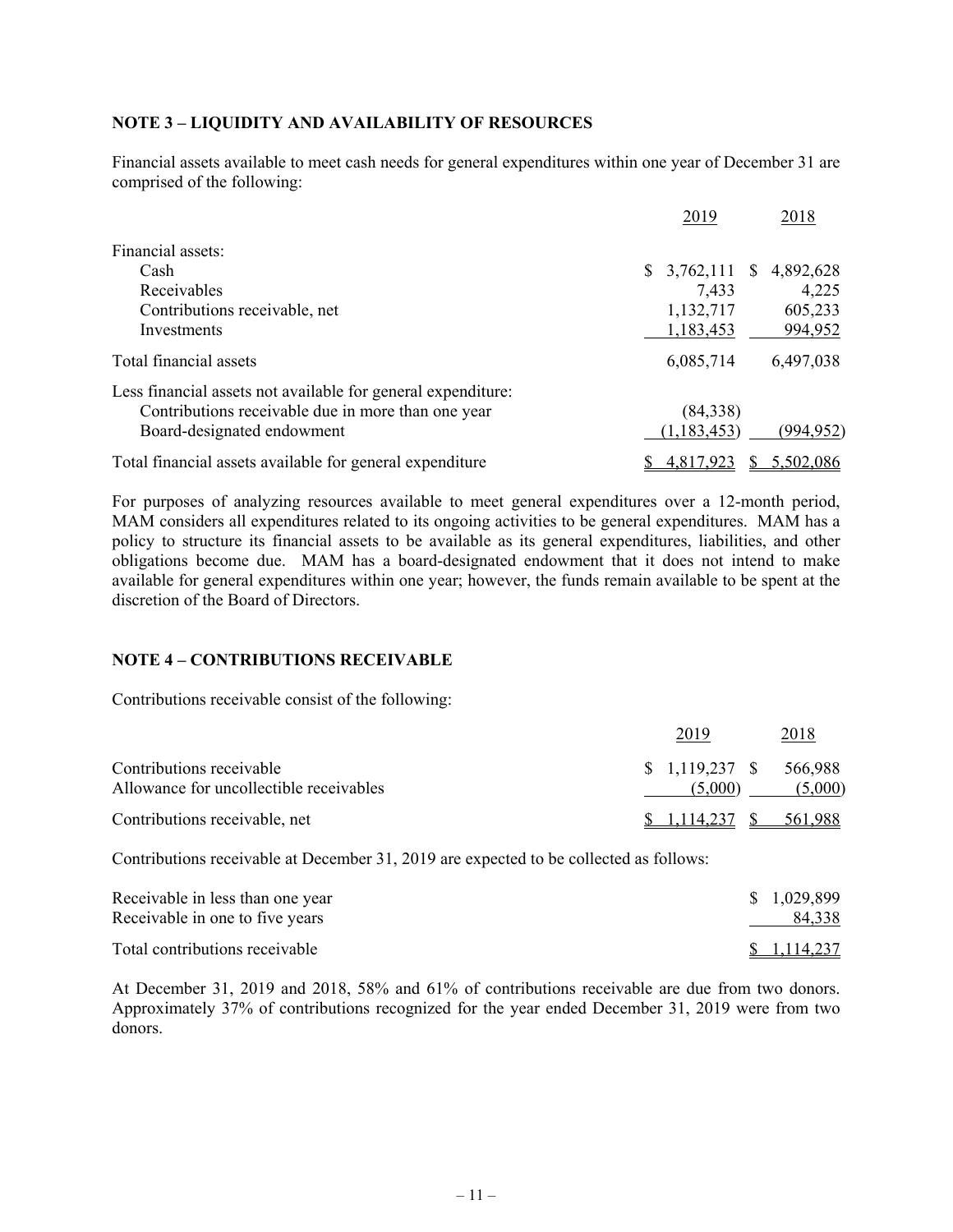## NOTE 3 – LIQUIDITY AND AVAILABILITY OF RESOURCES

Financial assets available to meet cash needs for general expenditures within one year of December 31 are comprised of the following:

| | 2019 | 2018 |
|---|---|---|
| Financial assets: | | |
| Cash | $ 3,762,111 | $ 4,892,628 |
| Receivables | 7,433 | 4,225 |
| Contributions receivable, net | 1,132,717 | 605,233 |
| Investments | 1,183,453 | 994,952 |
| Total financial assets | 6,085,714 | 6,497,038 |
| Less financial assets not available for general expenditure: | | |
| Contributions receivable due in more than one year | (84,338) | |
| Board-designated endowment | (1,183,453) | (994,952) |
| Total financial assets available for general expenditure | $ 4,817,923 | $ 5,502,086 |

For purposes of analyzing resources available to meet general expenditures over a 12-month period, MAM considers all expenditures related to its ongoing activities to be general expenditures. MAM has a policy to structure its financial assets to be available as its general expenditures, liabilities, and other obligations become due. MAM has a board-designated endowment that it does not intend to make available for general expenditures within one year; however, the funds remain available to be spent at the discretion of the Board of Directors.

## NOTE 4 – CONTRIBUTIONS RECEIVABLE

Contributions receivable consist of the following:

| | 2019 | 2018 |
|---|---|---|
| Contributions receivable | $ 1,119,237 | $ 566,988 |
| Allowance for uncollectible receivables | (5,000) | (5,000) |
| Contributions receivable, net | $ 1,114,237 | $ 561,988 |

Contributions receivable at December 31, 2019 are expected to be collected as follows:

| | |
|---|---|
| Receivable in less than one year | $ 1,029,899 |
| Receivable in one to five years | 84,338 |
| Total contributions receivable | $ 1,114,237 |

At December 31, 2019 and 2018, 58% and 61% of contributions receivable are due from two donors. Approximately 37% of contributions recognized for the year ended December 31, 2019 were from two donors.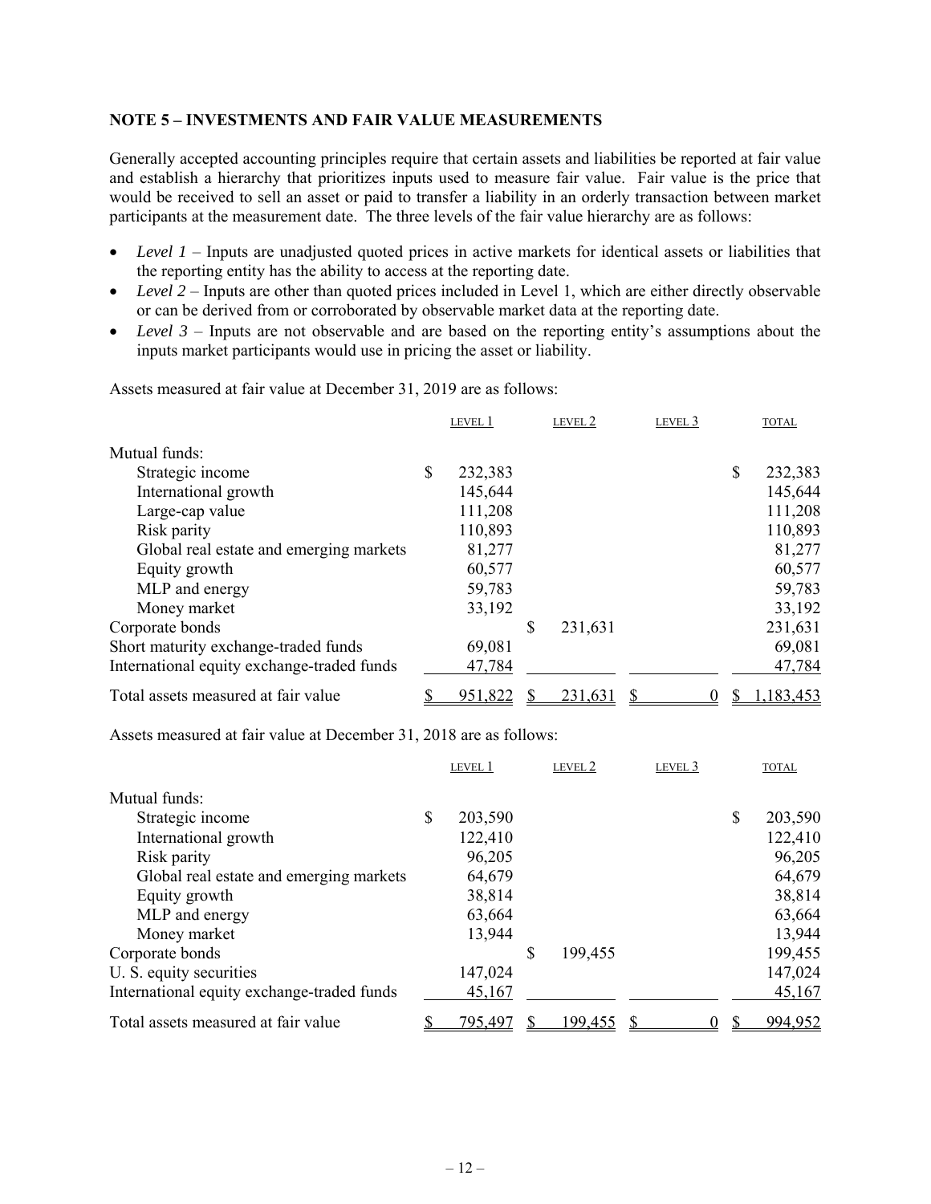**NOTE 5 – INVESTMENTS AND FAIR VALUE MEASUREMENTS**

Generally accepted accounting principles require that certain assets and liabilities be reported at fair value and establish a hierarchy that prioritizes inputs used to measure fair value. Fair value is the price that would be received to sell an asset or paid to transfer a liability in an orderly transaction between market participants at the measurement date. The three levels of the fair value hierarchy are as follows:

- *Level 1* – Inputs are unadjusted quoted prices in active markets for identical assets or liabilities that the reporting entity has the ability to access at the reporting date.
- *Level 2* – Inputs are other than quoted prices included in Level 1, which are either directly observable or can be derived from or corroborated by observable market data at the reporting date.
- *Level 3* – Inputs are not observable and are based on the reporting entity's assumptions about the inputs market participants would use in pricing the asset or liability.

Assets measured at fair value at December 31, 2019 are as follows:

| | LEVEL 1 | LEVEL 2 | LEVEL 3 | TOTAL |
|---|---|---|---|---|
| Mutual funds: | | | | |
| Strategic income | $ 232,383 | | | $ 232,383 |
| International growth | 145,644 | | | 145,644 |
| Large-cap value | 111,208 | | | 111,208 |
| Risk parity | 110,893 | | | 110,893 |
| Global real estate and emerging markets | 81,277 | | | 81,277 |
| Equity growth | 60,577 | | | 60,577 |
| MLP and energy | 59,783 | | | 59,783 |
| Money market | 33,192 | | | 33,192 |
| Corporate bonds | | $ 231,631 | | 231,631 |
| Short maturity exchange-traded funds | 69,081 | | | 69,081 |
| International equity exchange-traded funds | 47,784 | | | 47,784 |
| Total assets measured at fair value | $ 951,822 | $ 231,631 | $ 0 | $ 1,183,453 |

Assets measured at fair value at December 31, 2018 are as follows:

| | LEVEL 1 | LEVEL 2 | LEVEL 3 | TOTAL |
|---|---|---|---|---|
| Mutual funds: | | | | |
| Strategic income | $ 203,590 | | | $ 203,590 |
| International growth | 122,410 | | | 122,410 |
| Risk parity | 96,205 | | | 96,205 |
| Global real estate and emerging markets | 64,679 | | | 64,679 |
| Equity growth | 38,814 | | | 38,814 |
| MLP and energy | 63,664 | | | 63,664 |
| Money market | 13,944 | | | 13,944 |
| Corporate bonds | | $ 199,455 | | 199,455 |
| U. S. equity securities | 147,024 | | | 147,024 |
| International equity exchange-traded funds | 45,167 | | | 45,167 |
| Total assets measured at fair value | $ 795,497 | $ 199,455 | $ 0 | $ 994,952 |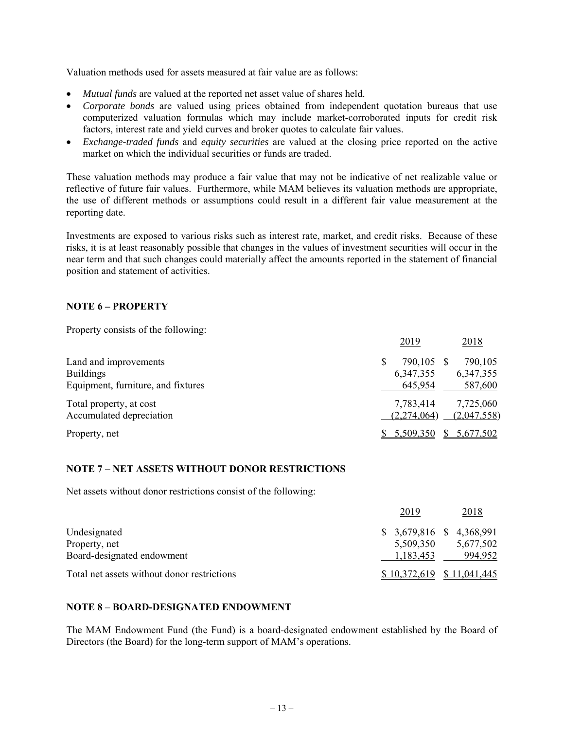Valuation methods used for assets measured at fair value are as follows:

- *Mutual funds* are valued at the reported net asset value of shares held.
- *Corporate bonds* are valued using prices obtained from independent quotation bureaus that use computerized valuation formulas which may include market-corroborated inputs for credit risk factors, interest rate and yield curves and broker quotes to calculate fair values.
- *Exchange-traded funds* and *equity securities* are valued at the closing price reported on the active market on which the individual securities or funds are traded.

These valuation methods may produce a fair value that may not be indicative of net realizable value or reflective of future fair values. Furthermore, while MAM believes its valuation methods are appropriate, the use of different methods or assumptions could result in a different fair value measurement at the reporting date.

Investments are exposed to various risks such as interest rate, market, and credit risks. Because of these risks, it is at least reasonably possible that changes in the values of investment securities will occur in the near term and that such changes could materially affect the amounts reported in the statement of financial position and statement of activities.

## NOTE 6 – PROPERTY

Property consists of the following:

| | 2019 | 2018 |
|---|---|---|
| Land and improvements | $ 790,105 | $ 790,105 |
| Buildings | 6,347,355 | 6,347,355 |
| Equipment, furniture, and fixtures | 645,954 | 587,600 |
| Total property, at cost | 7,783,414 | 7,725,060 |
| Accumulated depreciation | (2,274,064) | (2,047,558) |
| Property, net | $ 5,509,350 | $ 5,677,502 |

## NOTE 7 – NET ASSETS WITHOUT DONOR RESTRICTIONS

Net assets without donor restrictions consist of the following:

| | 2019 | 2018 |
|---|---|---|
| Undesignated | $ 3,679,816 | $ 4,368,991 |
| Property, net | 5,509,350 | 5,677,502 |
| Board-designated endowment | 1,183,453 | 994,952 |
| Total net assets without donor restrictions | $ 10,372,619 | $ 11,041,445 |

## NOTE 8 – BOARD-DESIGNATED ENDOWMENT

The MAM Endowment Fund (the Fund) is a board-designated endowment established by the Board of Directors (the Board) for the long-term support of MAM's operations.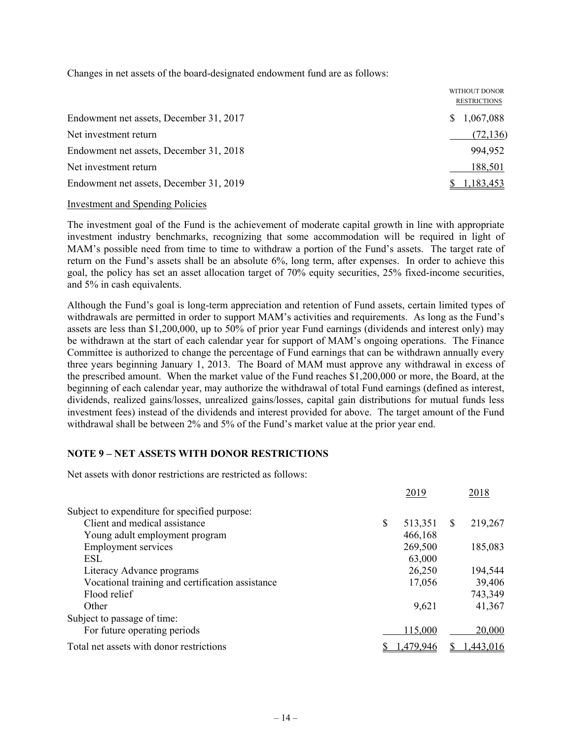Changes in net assets of the board-designated endowment fund are as follows:

| | WITHOUT DONOR RESTRICTIONS |
|---|---|
| Endowment net assets, December 31, 2017 | $ 1,067,088 |
| Net investment return | (72,136) |
| Endowment net assets, December 31, 2018 | 994,952 |
| Net investment return | 188,501 |
| Endowment net assets, December 31, 2019 | $ 1,183,453 |

Investment and Spending Policies

The investment goal of the Fund is the achievement of moderate capital growth in line with appropriate investment industry benchmarks, recognizing that some accommodation will be required in light of MAM's possible need from time to time to withdraw a portion of the Fund's assets. The target rate of return on the Fund's assets shall be an absolute 6%, long term, after expenses. In order to achieve this goal, the policy has set an asset allocation target of 70% equity securities, 25% fixed-income securities, and 5% in cash equivalents.

Although the Fund's goal is long-term appreciation and retention of Fund assets, certain limited types of withdrawals are permitted in order to support MAM's activities and requirements. As long as the Fund's assets are less than $1,200,000, up to 50% of prior year Fund earnings (dividends and interest only) may be withdrawn at the start of each calendar year for support of MAM's ongoing operations. The Finance Committee is authorized to change the percentage of Fund earnings that can be withdrawn annually every three years beginning January 1, 2013. The Board of MAM must approve any withdrawal in excess of the prescribed amount. When the market value of the Fund reaches $1,200,000 or more, the Board, at the beginning of each calendar year, may authorize the withdrawal of total Fund earnings (defined as interest, dividends, realized gains/losses, unrealized gains/losses, capital gain distributions for mutual funds less investment fees) instead of the dividends and interest provided for above. The target amount of the Fund withdrawal shall be between 2% and 5% of the Fund's market value at the prior year end.

## NOTE 9 – NET ASSETS WITH DONOR RESTRICTIONS

Net assets with donor restrictions are restricted as follows:

| | 2019 | 2018 |
|---|---|---|
| Subject to expenditure for specified purpose: | | |
| Client and medical assistance | $ 513,351 | $ 219,267 |
| Young adult employment program | 466,168 | |
| Employment services | 269,500 | 185,083 |
| ESL | 63,000 | |
| Literacy Advance programs | 26,250 | 194,544 |
| Vocational training and certification assistance | 17,056 | 39,406 |
| Flood relief | | 743,349 |
| Other | 9,621 | 41,367 |
| Subject to passage of time: | | |
| For future operating periods | 115,000 | 20,000 |
| Total net assets with donor restrictions | $ 1,479,946 | $ 1,443,016 |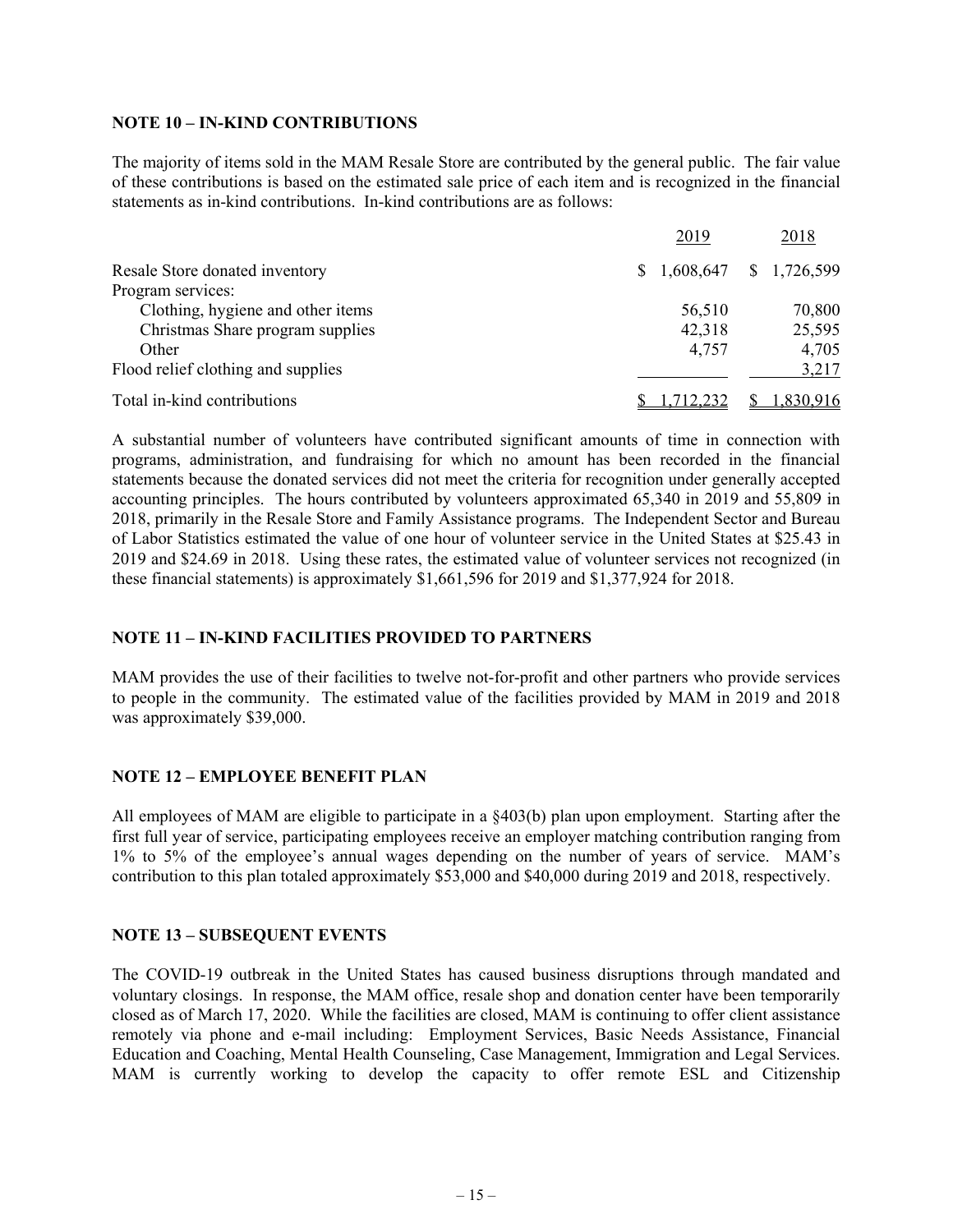## NOTE 10 – IN-KIND CONTRIBUTIONS

The majority of items sold in the MAM Resale Store are contributed by the general public. The fair value of these contributions is based on the estimated sale price of each item and is recognized in the financial statements as in-kind contributions. In-kind contributions are as follows:

| | 2019 | 2018 |
|---|---|---|
| Resale Store donated inventory | $ 1,608,647 | $ 1,726,599 |
| Program services: | | |
| Clothing, hygiene and other items | 56,510 | 70,800 |
| Christmas Share program supplies | 42,318 | 25,595 |
| Other | 4,757 | 4,705 |
| Flood relief clothing and supplies | | 3,217 |
| Total in-kind contributions | $ 1,712,232 | $ 1,830,916 |

A substantial number of volunteers have contributed significant amounts of time in connection with programs, administration, and fundraising for which no amount has been recorded in the financial statements because the donated services did not meet the criteria for recognition under generally accepted accounting principles. The hours contributed by volunteers approximated 65,340 in 2019 and 55,809 in 2018, primarily in the Resale Store and Family Assistance programs. The Independent Sector and Bureau of Labor Statistics estimated the value of one hour of volunteer service in the United States at $25.43 in 2019 and $24.69 in 2018. Using these rates, the estimated value of volunteer services not recognized (in these financial statements) is approximately $1,661,596 for 2019 and $1,377,924 for 2018.

## NOTE 11 – IN-KIND FACILITIES PROVIDED TO PARTNERS

MAM provides the use of their facilities to twelve not-for-profit and other partners who provide services to people in the community. The estimated value of the facilities provided by MAM in 2019 and 2018 was approximately $39,000.

## NOTE 12 – EMPLOYEE BENEFIT PLAN

All employees of MAM are eligible to participate in a §403(b) plan upon employment. Starting after the first full year of service, participating employees receive an employer matching contribution ranging from 1% to 5% of the employee's annual wages depending on the number of years of service. MAM's contribution to this plan totaled approximately $53,000 and $40,000 during 2019 and 2018, respectively.

## NOTE 13 – SUBSEQUENT EVENTS

The COVID-19 outbreak in the United States has caused business disruptions through mandated and voluntary closings. In response, the MAM office, resale shop and donation center have been temporarily closed as of March 17, 2020. While the facilities are closed, MAM is continuing to offer client assistance remotely via phone and e-mail including: Employment Services, Basic Needs Assistance, Financial Education and Coaching, Mental Health Counseling, Case Management, Immigration and Legal Services. MAM is currently working to develop the capacity to offer remote ESL and Citizenship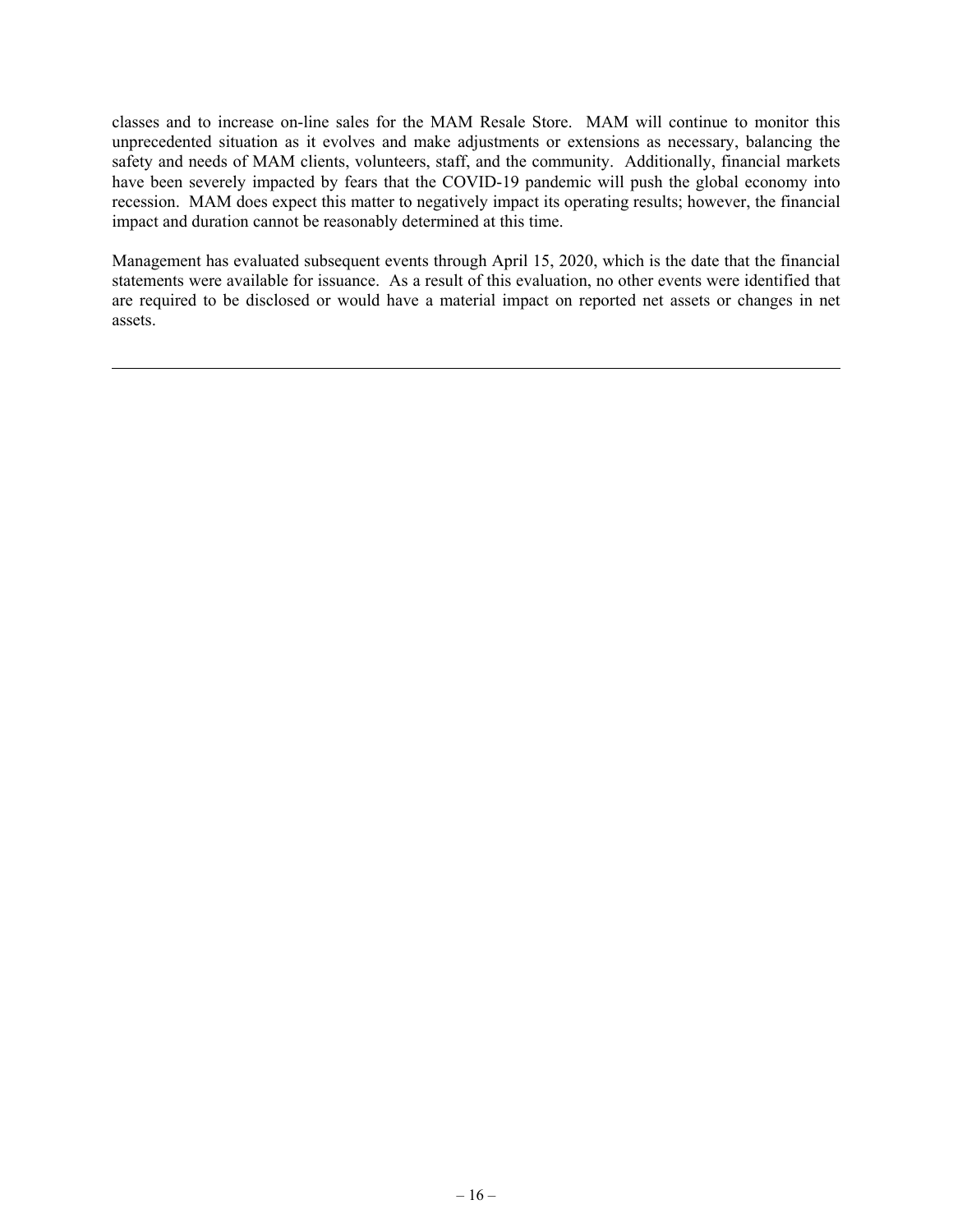classes and to increase on-line sales for the MAM Resale Store. MAM will continue to monitor this unprecedented situation as it evolves and make adjustments or extensions as necessary, balancing the safety and needs of MAM clients, volunteers, staff, and the community. Additionally, financial markets have been severely impacted by fears that the COVID-19 pandemic will push the global economy into recession. MAM does expect this matter to negatively impact its operating results; however, the financial impact and duration cannot be reasonably determined at this time.

Management has evaluated subsequent events through April 15, 2020, which is the date that the financial statements were available for issuance. As a result of this evaluation, no other events were identified that are required to be disclosed or would have a material impact on reported net assets or changes in net assets.

---